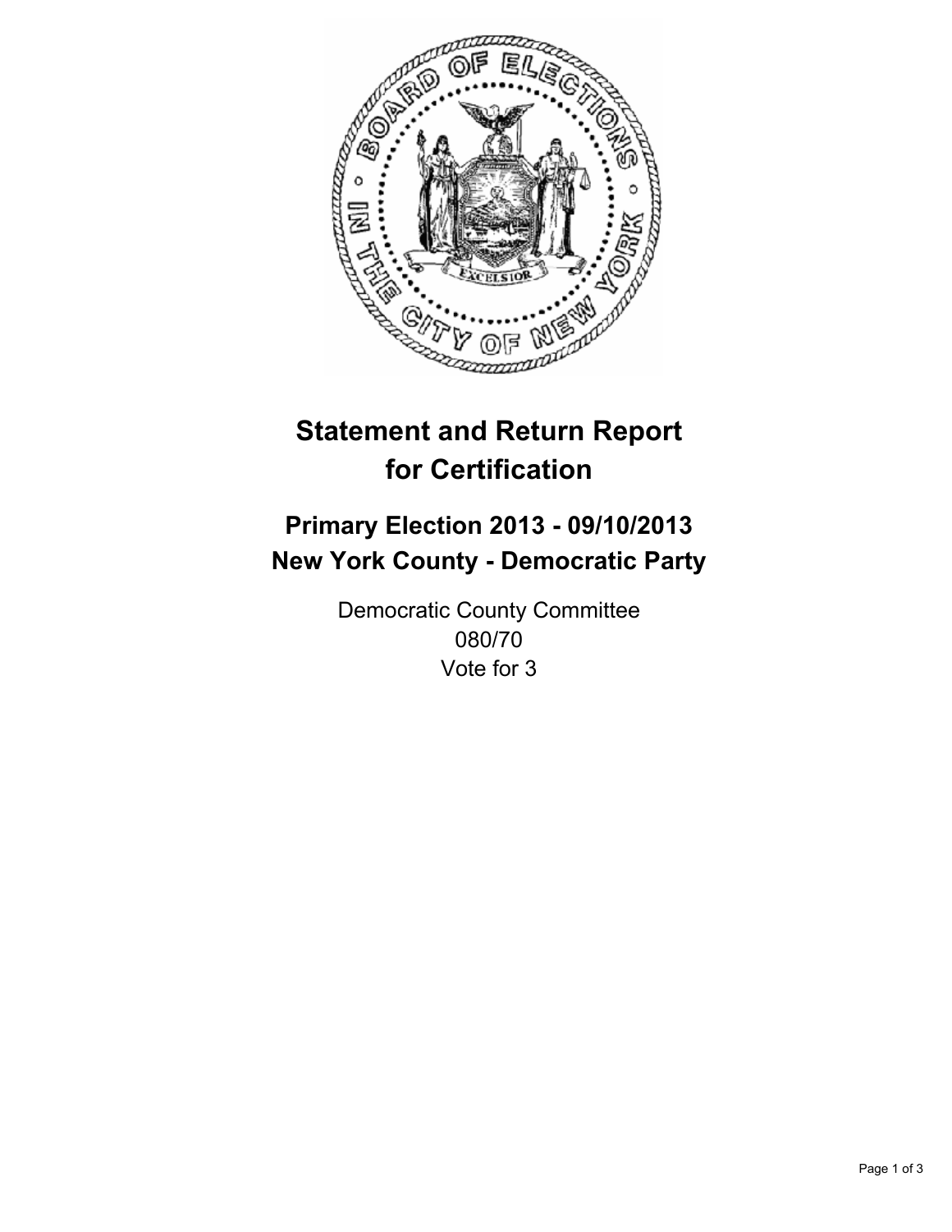# Statement and Return Report for Certification

## Primary Election 2013 - 09/10/2013
## New York County - Democratic Party

Democratic County Committee
080/70
Vote for 3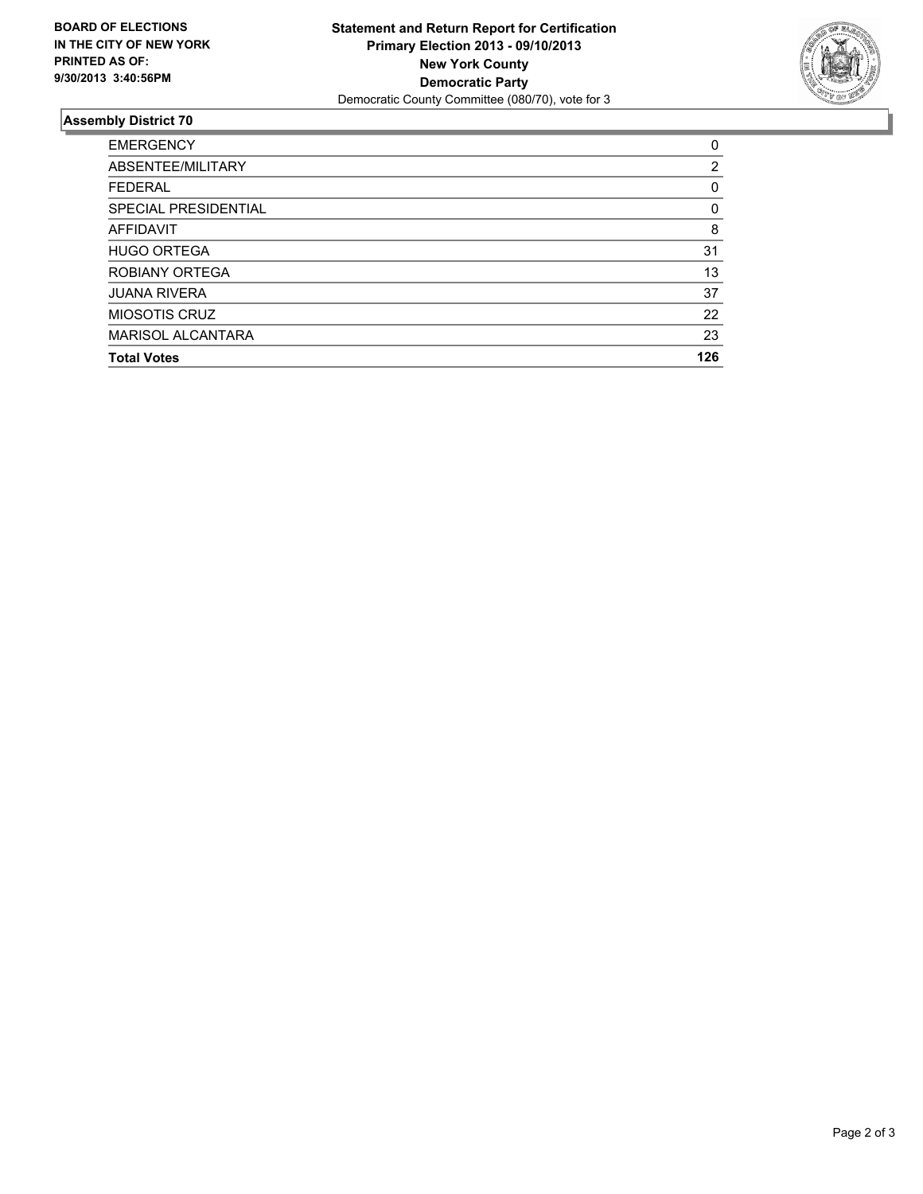**BOARD OF ELECTIONS IN THE CITY OF NEW YORK PRINTED AS OF: 9/30/2013 3:40:56PM**

**Statement and Return Report for Certification**
**Primary Election 2013 - 09/10/2013**
**New York County**
**Democratic Party**
Democratic County Committee (080/70), vote for 3

### Assembly District 70

| | |
|---|---|
| EMERGENCY | 0 |
| ABSENTEE/MILITARY | 2 |
| FEDERAL | 0 |
| SPECIAL PRESIDENTIAL | 0 |
| AFFIDAVIT | 8 |
| HUGO ORTEGA | 31 |
| ROBIANY ORTEGA | 13 |
| JUANA RIVERA | 37 |
| MIOSOTIS CRUZ | 22 |
| MARISOL ALCANTARA | 23 |
| **Total Votes** | **126** |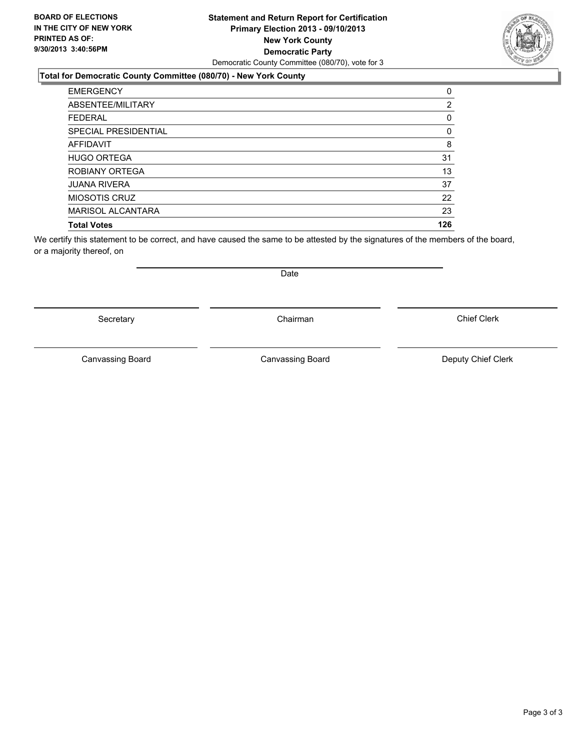**BOARD OF ELECTIONS IN THE CITY OF NEW YORK PRINTED AS OF: 9/30/2013 3:40:56PM**

**Statement and Return Report for Certification**
**Primary Election 2013 - 09/10/2013**
**New York County**
**Democratic Party**
Democratic County Committee (080/70), vote for 3

### Total for Democratic County Committee (080/70) - New York County

| | |
|---|---|
| EMERGENCY | 0 |
| ABSENTEE/MILITARY | 2 |
| FEDERAL | 0 |
| SPECIAL PRESIDENTIAL | 0 |
| AFFIDAVIT | 8 |
| HUGO ORTEGA | 31 |
| ROBIANY ORTEGA | 13 |
| JUANA RIVERA | 37 |
| MIOSOTIS CRUZ | 22 |
| MARISOL ALCANTARA | 23 |
| **Total Votes** | **126** |

We certify this statement to be correct, and have caused the same to be attested by the signatures of the members of the board, or a majority thereof, on

Date

Secretary

Chairman

Chief Clerk

Canvassing Board

Canvassing Board

Deputy Chief Clerk